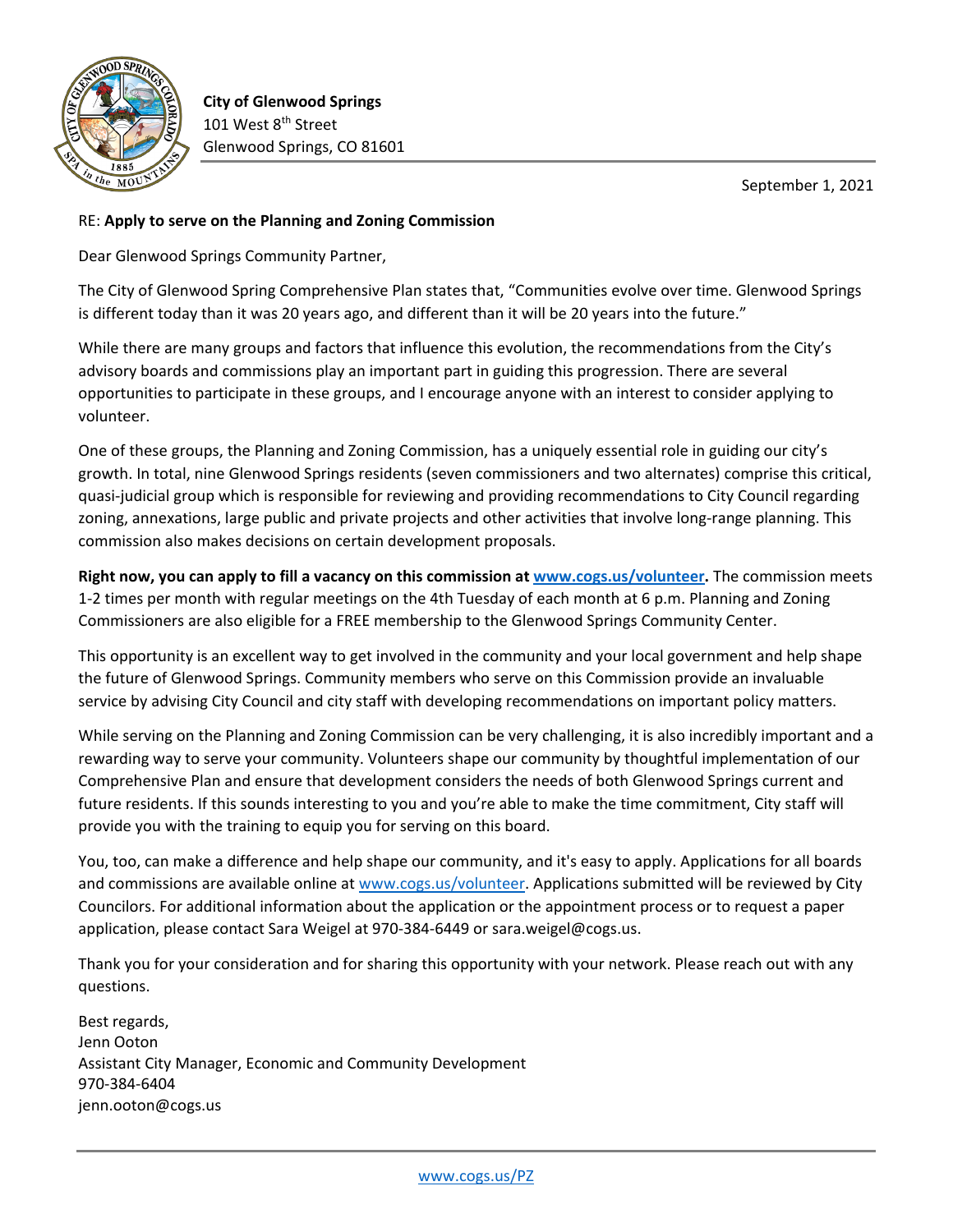**City of Glenwood Springs**
101 West 8th Street
Glenwood Springs, CO 81601

September 1, 2021

RE: **Apply to serve on the Planning and Zoning Commission**

Dear Glenwood Springs Community Partner,

The City of Glenwood Spring Comprehensive Plan states that, "Communities evolve over time. Glenwood Springs is different today than it was 20 years ago, and different than it will be 20 years into the future."

While there are many groups and factors that influence this evolution, the recommendations from the City's advisory boards and commissions play an important part in guiding this progression. There are several opportunities to participate in these groups, and I encourage anyone with an interest to consider applying to volunteer.

One of these groups, the Planning and Zoning Commission, has a uniquely essential role in guiding our city's growth. In total, nine Glenwood Springs residents (seven commissioners and two alternates) comprise this critical, quasi-judicial group which is responsible for reviewing and providing recommendations to City Council regarding zoning, annexations, large public and private projects and other activities that involve long-range planning. This commission also makes decisions on certain development proposals.

**Right now, you can apply to fill a vacancy on this commission at [www.cogs.us/volunteer](www.cogs.us/volunteer).** The commission meets 1-2 times per month with regular meetings on the 4th Tuesday of each month at 6 p.m. Planning and Zoning Commissioners are also eligible for a FREE membership to the Glenwood Springs Community Center.

This opportunity is an excellent way to get involved in the community and your local government and help shape the future of Glenwood Springs. Community members who serve on this Commission provide an invaluable service by advising City Council and city staff with developing recommendations on important policy matters.

While serving on the Planning and Zoning Commission can be very challenging, it is also incredibly important and a rewarding way to serve your community. Volunteers shape our community by thoughtful implementation of our Comprehensive Plan and ensure that development considers the needs of both Glenwood Springs current and future residents. If this sounds interesting to you and you're able to make the time commitment, City staff will provide you with the training to equip you for serving on this board.

You, too, can make a difference and help shape our community, and it's easy to apply. Applications for all boards and commissions are available online at [www.cogs.us/volunteer](www.cogs.us/volunteer). Applications submitted will be reviewed by City Councilors. For additional information about the application or the appointment process or to request a paper application, please contact Sara Weigel at 970-384-6449 or sara.weigel@cogs.us.

Thank you for your consideration and for sharing this opportunity with your network. Please reach out with any questions.

Best regards,
Jenn Ooton
Assistant City Manager, Economic and Community Development
970-384-6404
jenn.ooton@cogs.us

[www.cogs.us/PZ](www.cogs.us/PZ)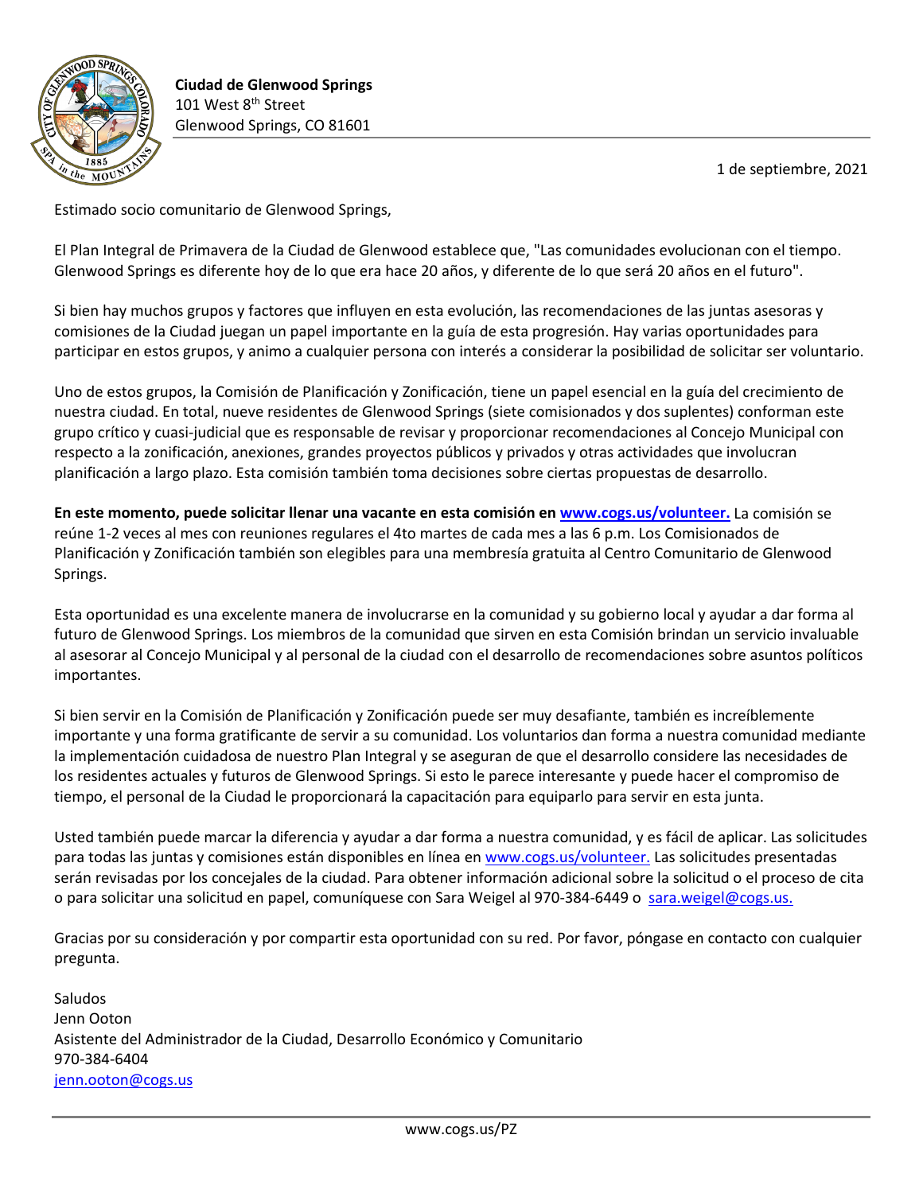**Ciudad de Glenwood Springs**
101 West 8th Street
Glenwood Springs, CO 81601

1 de septiembre, 2021

Estimado socio comunitario de Glenwood Springs,

El Plan Integral de Primavera de la Ciudad de Glenwood establece que, "Las comunidades evolucionan con el tiempo. Glenwood Springs es diferente hoy de lo que era hace 20 años, y diferente de lo que será 20 años en el futuro".

Si bien hay muchos grupos y factores que influyen en esta evolución, las recomendaciones de las juntas asesoras y comisiones de la Ciudad juegan un papel importante en la guía de esta progresión. Hay varias oportunidades para participar en estos grupos, y animo a cualquier persona con interés a considerar la posibilidad de solicitar ser voluntario.

Uno de estos grupos, la Comisión de Planificación y Zonificación, tiene un papel esencial en la guía del crecimiento de nuestra ciudad. En total, nueve residentes de Glenwood Springs (siete comisionados y dos suplentes) conforman este grupo crítico y cuasi-judicial que es responsable de revisar y proporcionar recomendaciones al Concejo Municipal con respecto a la zonificación, anexiones, grandes proyectos públicos y privados y otras actividades que involucran planificación a largo plazo. Esta comisión también toma decisiones sobre ciertas propuestas de desarrollo.

**En este momento, puede solicitar llenar una vacante en esta comisión en www.cogs.us/volunteer.** La comisión se reúne 1-2 veces al mes con reuniones regulares el 4to martes de cada mes a las 6 p.m. Los Comisionados de Planificación y Zonificación también son elegibles para una membresía gratuita al Centro Comunitario de Glenwood Springs.

Esta oportunidad es una excelente manera de involucrarse en la comunidad y su gobierno local y ayudar a dar forma al futuro de Glenwood Springs. Los miembros de la comunidad que sirven en esta Comisión brindan un servicio invaluable al asesorar al Concejo Municipal y al personal de la ciudad con el desarrollo de recomendaciones sobre asuntos políticos importantes.

Si bien servir en la Comisión de Planificación y Zonificación puede ser muy desafiante, también es increíblemente importante y una forma gratificante de servir a su comunidad. Los voluntarios dan forma a nuestra comunidad mediante la implementación cuidadosa de nuestro Plan Integral y se aseguran de que el desarrollo considere las necesidades de los residentes actuales y futuros de Glenwood Springs. Si esto le parece interesante y puede hacer el compromiso de tiempo, el personal de la Ciudad le proporcionará la capacitación para equiparlo para servir en esta junta.

Usted también puede marcar la diferencia y ayudar a dar forma a nuestra comunidad, y es fácil de aplicar. Las solicitudes para todas las juntas y comisiones están disponibles en línea en www.cogs.us/volunteer. Las solicitudes presentadas serán revisadas por los concejales de la ciudad. Para obtener información adicional sobre la solicitud o el proceso de cita o para solicitar una solicitud en papel, comuníquese con Sara Weigel al 970-384-6449 o sara.weigel@cogs.us.

Gracias por su consideración y por compartir esta oportunidad con su red. Por favor, póngase en contacto con cualquier pregunta.

Saludos
Jenn Ooton
Asistente del Administrador de la Ciudad, Desarrollo Económico y Comunitario
970-384-6404
jenn.ooton@cogs.us

www.cogs.us/PZ